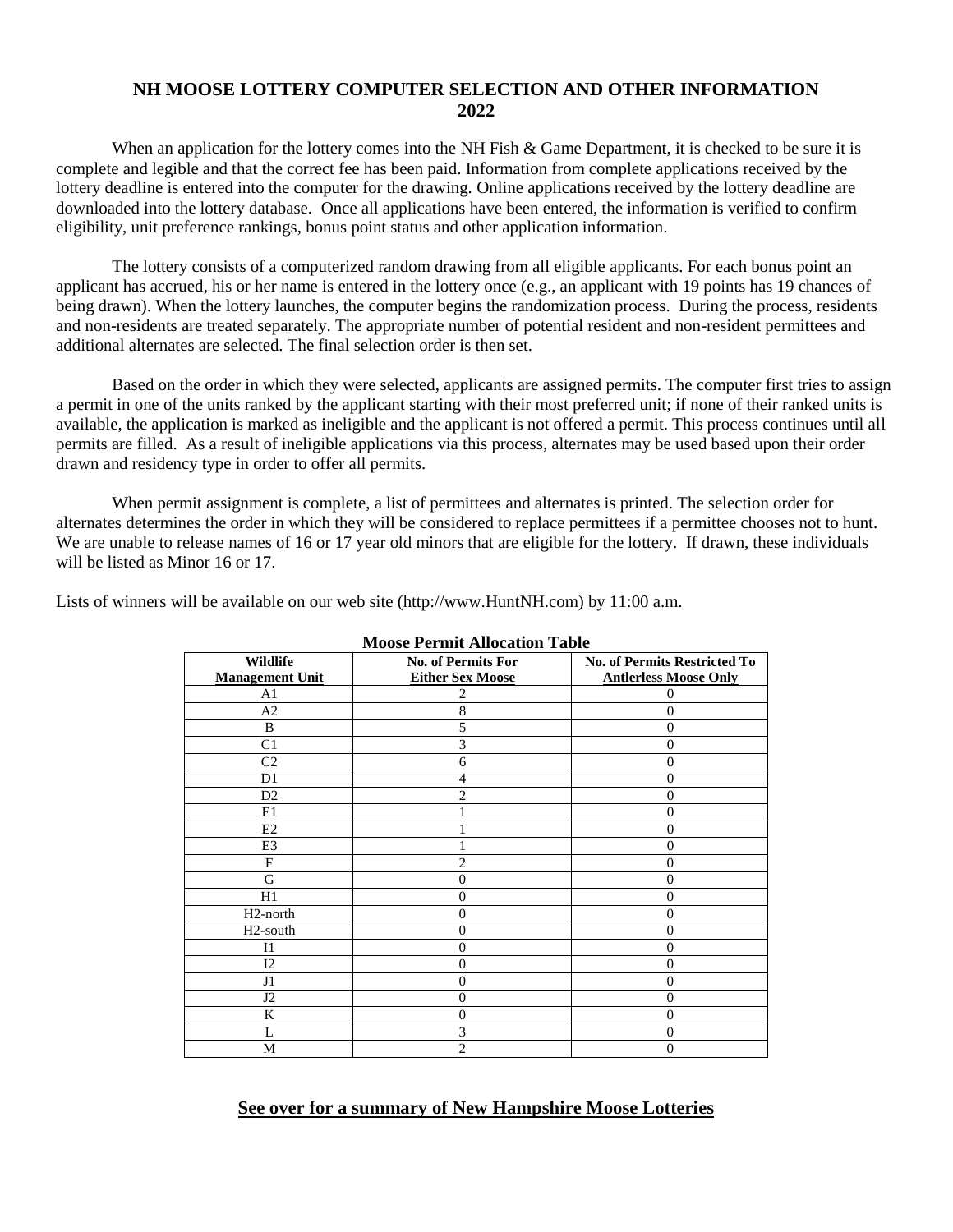## NH MOOSE LOTTERY COMPUTER SELECTION AND OTHER INFORMATION 2022

When an application for the lottery comes into the NH Fish & Game Department, it is checked to be sure it is complete and legible and that the correct fee has been paid. Information from complete applications received by the lottery deadline is entered into the computer for the drawing. Online applications received by the lottery deadline are downloaded into the lottery database. Once all applications have been entered, the information is verified to confirm eligibility, unit preference rankings, bonus point status and other application information.

The lottery consists of a computerized random drawing from all eligible applicants. For each bonus point an applicant has accrued, his or her name is entered in the lottery once (e.g., an applicant with 19 points has 19 chances of being drawn). When the lottery launches, the computer begins the randomization process. During the process, residents and non-residents are treated separately. The appropriate number of potential resident and non-resident permittees and additional alternates are selected. The final selection order is then set.

Based on the order in which they were selected, applicants are assigned permits. The computer first tries to assign a permit in one of the units ranked by the applicant starting with their most preferred unit; if none of their ranked units is available, the application is marked as ineligible and the applicant is not offered a permit. This process continues until all permits are filled. As a result of ineligible applications via this process, alternates may be used based upon their order drawn and residency type in order to offer all permits.

When permit assignment is complete, a list of permittees and alternates is printed. The selection order for alternates determines the order in which they will be considered to replace permittees if a permittee chooses not to hunt. We are unable to release names of 16 or 17 year old minors that are eligible for the lottery. If drawn, these individuals will be listed as Minor 16 or 17.

Lists of winners will be available on our web site (http://www.HuntNH.com) by 11:00 a.m.

**Moose Permit Allocation Table**

| Wildlife Management Unit | No. of Permits For Either Sex Moose | No. of Permits Restricted To Antlerless Moose Only |
|---|---|---|
| A1 | 2 | 0 |
| A2 | 8 | 0 |
| B | 5 | 0 |
| C1 | 3 | 0 |
| C2 | 6 | 0 |
| D1 | 4 | 0 |
| D2 | 2 | 0 |
| E1 | 1 | 0 |
| E2 | 1 | 0 |
| E3 | 1 | 0 |
| F | 2 | 0 |
| G | 0 | 0 |
| H1 | 0 | 0 |
| H2-north | 0 | 0 |
| H2-south | 0 | 0 |
| I1 | 0 | 0 |
| I2 | 0 | 0 |
| J1 | 0 | 0 |
| J2 | 0 | 0 |
| K | 0 | 0 |
| L | 3 | 0 |
| M | 2 | 0 |

**See over for a summary of New Hampshire Moose Lotteries**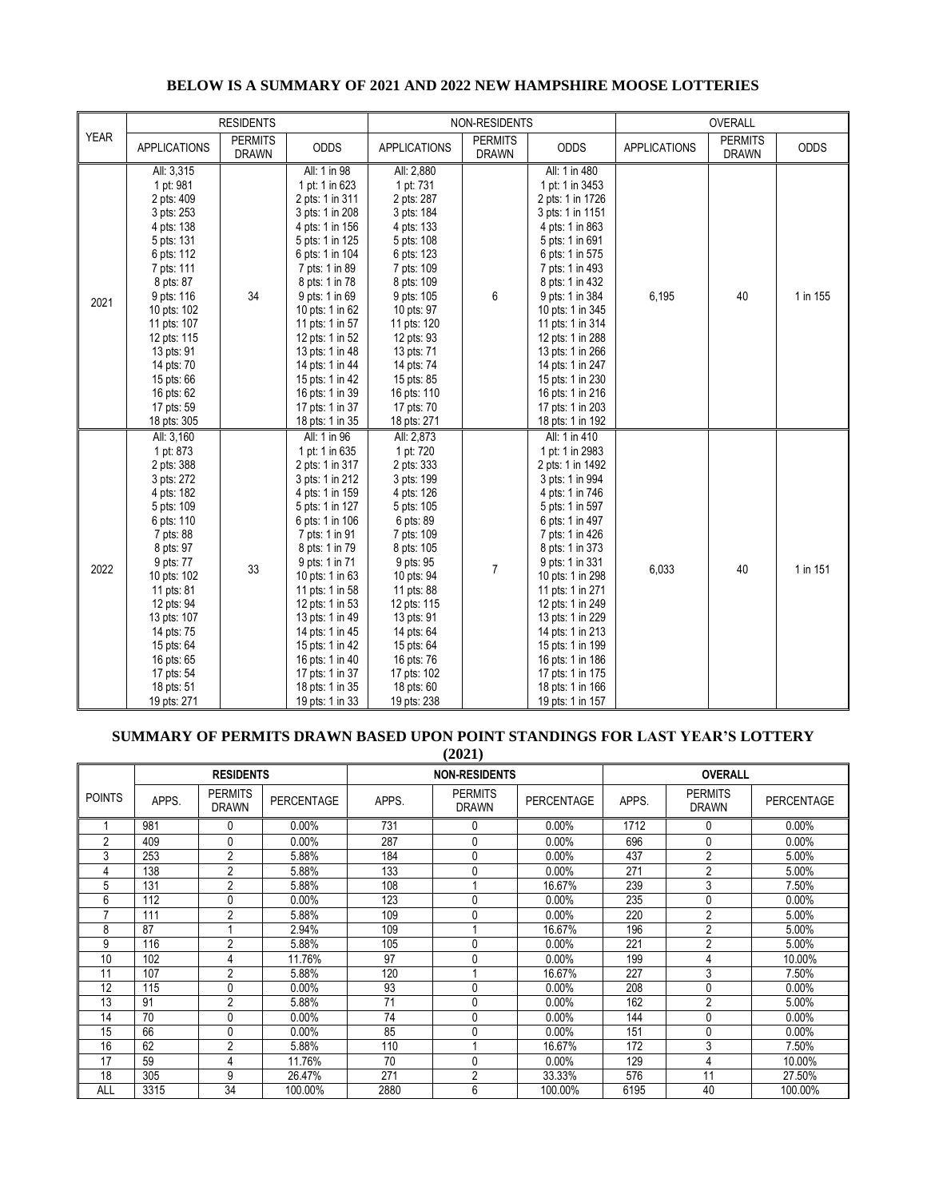## BELOW IS A SUMMARY OF 2021 AND 2022 NEW HAMPSHIRE MOOSE LOTTERIES

| YEAR | RESIDENTS | | | NON-RESIDENTS | | | OVERALL | | |
|---|---|---|---|---|---|---|---|---|---|
| | APPLICATIONS | PERMITS DRAWN | ODDS | APPLICATIONS | PERMITS DRAWN | ODDS | APPLICATIONS | PERMITS DRAWN | ODDS |
| 2021 | All: 3,315<br>1 pt: 981<br>2 pts: 409<br>3 pts: 253<br>4 pts: 138<br>5 pts: 131<br>6 pts: 112<br>7 pts: 111<br>8 pts: 87<br>9 pts: 116<br>10 pts: 102<br>11 pts: 107<br>12 pts: 115<br>13 pts: 91<br>14 pts: 70<br>15 pts: 66<br>16 pts: 62<br>17 pts: 59<br>18 pts: 305 | 34 | All: 1 in 98<br>1 pt: 1 in 623<br>2 pts: 1 in 311<br>3 pts: 1 in 208<br>4 pts: 1 in 156<br>5 pts: 1 in 125<br>6 pts: 1 in 104<br>7 pts: 1 in 89<br>8 pts: 1 in 78<br>9 pts: 1 in 69<br>10 pts: 1 in 62<br>11 pts: 1 in 57<br>12 pts: 1 in 52<br>13 pts: 1 in 48<br>14 pts: 1 in 44<br>15 pts: 1 in 42<br>16 pts: 1 in 39<br>17 pts: 1 in 37<br>18 pts: 1 in 35 | All: 2,880<br>1 pt: 731<br>2 pts: 287<br>3 pts: 184<br>4 pts: 133<br>5 pts: 108<br>6 pts: 123<br>7 pts: 109<br>8 pts: 109<br>9 pts: 105<br>10 pts: 97<br>11 pts: 120<br>12 pts: 93<br>13 pts: 71<br>14 pts: 74<br>15 pts: 85<br>16 pts: 110<br>17 pts: 70<br>18 pts: 271 | 6 | All: 1 in 480<br>1 pt: 1 in 3453<br>2 pts: 1 in 1726<br>3 pts: 1 in 1151<br>4 pts: 1 in 863<br>5 pts: 1 in 691<br>6 pts: 1 in 575<br>7 pts: 1 in 493<br>8 pts: 1 in 432<br>9 pts: 1 in 384<br>10 pts: 1 in 345<br>11 pts: 1 in 314<br>12 pts: 1 in 288<br>13 pts: 1 in 266<br>14 pts: 1 in 247<br>15 pts: 1 in 230<br>16 pts: 1 in 216<br>17 pts: 1 in 203<br>18 pts: 1 in 192 | 6,195 | 40 | 1 in 155 |
| 2022 | All: 3,160<br>1 pt: 873<br>2 pts: 388<br>3 pts: 272<br>4 pts: 182<br>5 pts: 109<br>6 pts: 110<br>7 pts: 88<br>8 pts: 97<br>9 pts: 77<br>10 pts: 102<br>11 pts: 81<br>12 pts: 94<br>13 pts: 107<br>14 pts: 75<br>15 pts: 64<br>16 pts: 65<br>17 pts: 54<br>18 pts: 51<br>19 pts: 271 | 33 | All: 1 in 96<br>1 pt: 1 in 635<br>2 pts: 1 in 317<br>3 pts: 1 in 212<br>4 pts: 1 in 159<br>5 pts: 1 in 127<br>6 pts: 1 in 106<br>7 pts: 1 in 91<br>8 pts: 1 in 79<br>9 pts: 1 in 71<br>10 pts: 1 in 63<br>11 pts: 1 in 58<br>12 pts: 1 in 53<br>13 pts: 1 in 49<br>14 pts: 1 in 45<br>15 pts: 1 in 42<br>16 pts: 1 in 40<br>17 pts: 1 in 37<br>18 pts: 1 in 35<br>19 pts: 1 in 33 | All: 2,873<br>1 pt: 720<br>2 pts: 333<br>3 pts: 199<br>4 pts: 126<br>5 pts: 105<br>6 pts: 89<br>7 pts: 109<br>8 pts: 105<br>9 pts: 95<br>10 pts: 94<br>11 pts: 88<br>12 pts: 115<br>13 pts: 91<br>14 pts: 64<br>15 pts: 64<br>16 pts: 76<br>17 pts: 102<br>18 pts: 60<br>19 pts: 238 | 7 | All: 1 in 410<br>1 pt: 1 in 2983<br>2 pts: 1 in 1492<br>3 pts: 1 in 994<br>4 pts: 1 in 746<br>5 pts: 1 in 597<br>6 pts: 1 in 497<br>7 pts: 1 in 426<br>8 pts: 1 in 373<br>9 pts: 1 in 331<br>10 pts: 1 in 298<br>11 pts: 1 in 271<br>12 pts: 1 in 249<br>13 pts: 1 in 229<br>14 pts: 1 in 213<br>15 pts: 1 in 199<br>16 pts: 1 in 186<br>17 pts: 1 in 175<br>18 pts: 1 in 166<br>19 pts: 1 in 157 | 6,033 | 40 | 1 in 151 |

## SUMMARY OF PERMITS DRAWN BASED UPON POINT STANDINGS FOR LAST YEAR'S LOTTERY (2021)

| POINTS | RESIDENTS | | | NON-RESIDENTS | | | OVERALL | | |
|---|---|---|---|---|---|---|---|---|---|
| | APPS. | PERMITS DRAWN | PERCENTAGE | APPS. | PERMITS DRAWN | PERCENTAGE | APPS. | PERMITS DRAWN | PERCENTAGE |
| 1 | 981 | 0 | 0.00% | 731 | 0 | 0.00% | 1712 | 0 | 0.00% |
| 2 | 409 | 0 | 0.00% | 287 | 0 | 0.00% | 696 | 0 | 0.00% |
| 3 | 253 | 2 | 5.88% | 184 | 0 | 0.00% | 437 | 2 | 5.00% |
| 4 | 138 | 2 | 5.88% | 133 | 0 | 0.00% | 271 | 2 | 5.00% |
| 5 | 131 | 2 | 5.88% | 108 | 1 | 16.67% | 239 | 3 | 7.50% |
| 6 | 112 | 0 | 0.00% | 123 | 0 | 0.00% | 235 | 0 | 0.00% |
| 7 | 111 | 2 | 5.88% | 109 | 0 | 0.00% | 220 | 2 | 5.00% |
| 8 | 87 | 1 | 2.94% | 109 | 1 | 16.67% | 196 | 2 | 5.00% |
| 9 | 116 | 2 | 5.88% | 105 | 0 | 0.00% | 221 | 2 | 5.00% |
| 10 | 102 | 4 | 11.76% | 97 | 0 | 0.00% | 199 | 4 | 10.00% |
| 11 | 107 | 2 | 5.88% | 120 | 1 | 16.67% | 227 | 3 | 7.50% |
| 12 | 115 | 0 | 0.00% | 93 | 0 | 0.00% | 208 | 0 | 0.00% |
| 13 | 91 | 2 | 5.88% | 71 | 0 | 0.00% | 162 | 2 | 5.00% |
| 14 | 70 | 0 | 0.00% | 74 | 0 | 0.00% | 144 | 0 | 0.00% |
| 15 | 66 | 0 | 0.00% | 85 | 0 | 0.00% | 151 | 0 | 0.00% |
| 16 | 62 | 2 | 5.88% | 110 | 1 | 16.67% | 172 | 3 | 7.50% |
| 17 | 59 | 4 | 11.76% | 70 | 0 | 0.00% | 129 | 4 | 10.00% |
| 18 | 305 | 9 | 26.47% | 271 | 2 | 33.33% | 576 | 11 | 27.50% |
| ALL | 3315 | 34 | 100.00% | 2880 | 6 | 100.00% | 6195 | 40 | 100.00% |